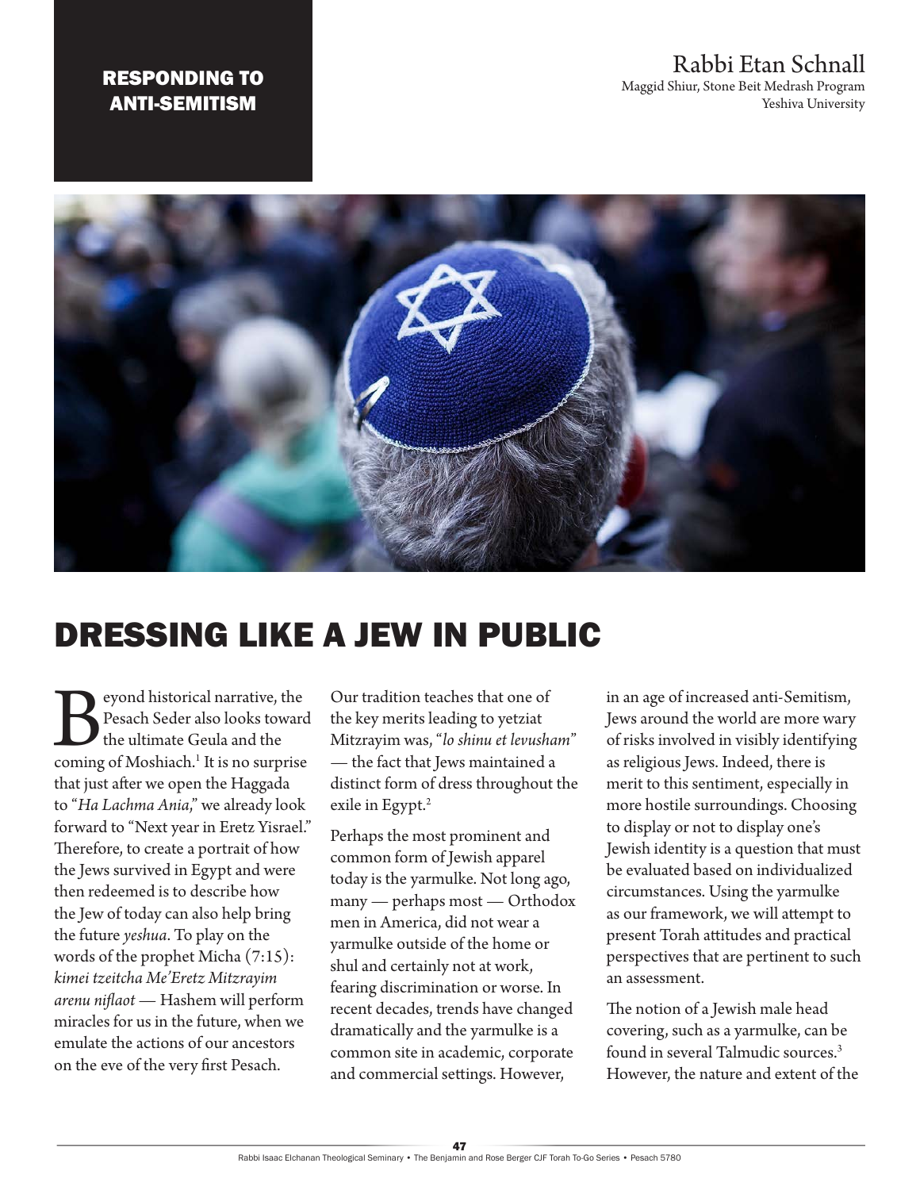RESPONDING TO ANTI-SEMITISM

Rabbi Etan Schnall
Maggid Shiur, Stone Beit Medrash Program
Yeshiva University

# DRESSING LIKE A JEW IN PUBLIC

Beyond historical narrative, the Pesach Seder also looks toward the ultimate Geula and the coming of Moshiach.[1] It is no surprise that just after we open the Haggada to "*Ha Lachma Ania*," we already look forward to "Next year in Eretz Yisrael." Therefore, to create a portrait of how the Jews survived in Egypt and were then redeemed is to describe how the Jew of today can also help bring the future *yeshua*. To play on the words of the prophet Micha (7:15): *kimei tzeitcha Me'Eretz Mitzrayim arenu niflaot* — Hashem will perform miracles for us in the future, when we emulate the actions of our ancestors on the eve of the very first Pesach.

Our tradition teaches that one of the key merits leading to yetziat Mitzrayim was, "*lo shinu et levusham*" — the fact that Jews maintained a distinct form of dress throughout the exile in Egypt.[2]

Perhaps the most prominent and common form of Jewish apparel today is the yarmulke. Not long ago, many — perhaps most — Orthodox men in America, did not wear a yarmulke outside of the home or shul and certainly not at work, fearing discrimination or worse. In recent decades, trends have changed dramatically and the yarmulke is a common site in academic, corporate and commercial settings. However, in an age of increased anti-Semitism, Jews around the world are more wary of risks involved in visibly identifying as religious Jews. Indeed, there is merit to this sentiment, especially in more hostile surroundings. Choosing to display or not to display one's Jewish identity is a question that must be evaluated based on individualized circumstances. Using the yarmulke as our framework, we will attempt to present Torah attitudes and practical perspectives that are pertinent to such an assessment.

The notion of a Jewish male head covering, such as a yarmulke, can be found in several Talmudic sources.[3] However, the nature and extent of the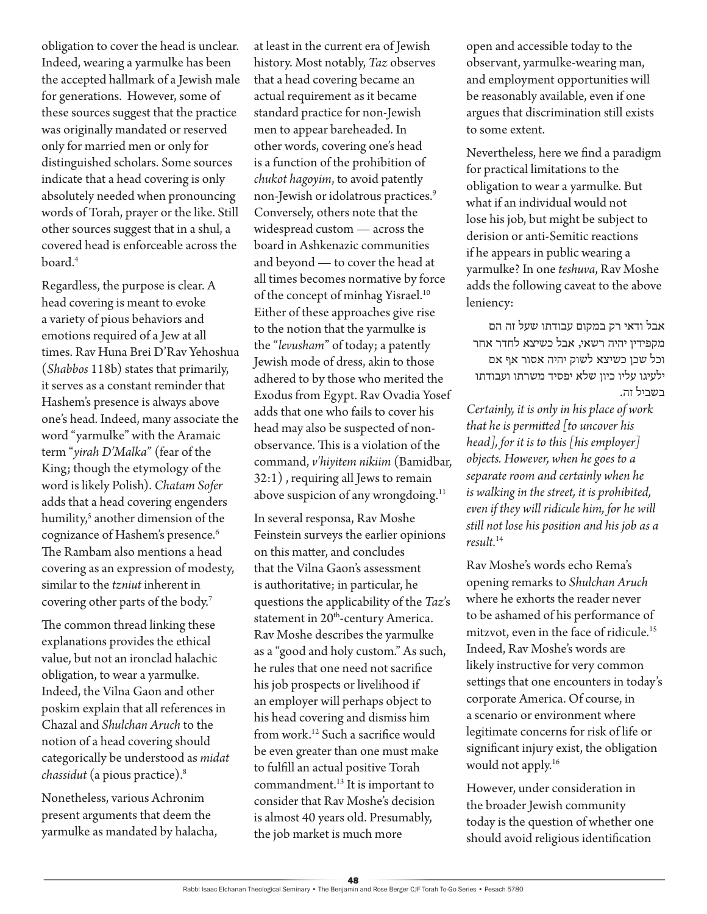obligation to cover the head is unclear. Indeed, wearing a yarmulke has been the accepted hallmark of a Jewish male for generations. However, some of these sources suggest that the practice was originally mandated or reserved only for married men or only for distinguished scholars. Some sources indicate that a head covering is only absolutely needed when pronouncing words of Torah, prayer or the like. Still other sources suggest that in a shul, a covered head is enforceable across the board.[4]

Regardless, the purpose is clear. A head covering is meant to evoke a variety of pious behaviors and emotions required of a Jew at all times. Rav Huna Brei D'Rav Yehoshua (*Shabbos* 118b) states that primarily, it serves as a constant reminder that Hashem's presence is always above one's head. Indeed, many associate the word "yarmulke" with the Aramaic term "*yirah D'Malka*" (fear of the King; though the etymology of the word is likely Polish). *Chatam Sofer* adds that a head covering engenders humility,[5] another dimension of the cognizance of Hashem's presence.[6] The Rambam also mentions a head covering as an expression of modesty, similar to the *tzniut* inherent in covering other parts of the body.[7]

The common thread linking these explanations provides the ethical value, but not an ironclad halachic obligation, to wear a yarmulke. Indeed, the Vilna Gaon and other poskim explain that all references in Chazal and *Shulchan Aruch* to the notion of a head covering should categorically be understood as *midat chassidut* (a pious practice).[8]

Nonetheless, various Achronim present arguments that deem the yarmulke as mandated by halacha, at least in the current era of Jewish history. Most notably, *Taz* observes that a head covering became an actual requirement as it became standard practice for non-Jewish men to appear bareheaded. In other words, covering one's head is a function of the prohibition of *chukot hagoyim*, to avoid patently non-Jewish or idolatrous practices.[9] Conversely, others note that the widespread custom — across the board in Ashkenazic communities and beyond — to cover the head at all times becomes normative by force of the concept of minhag Yisrael.[10] Either of these approaches give rise to the notion that the yarmulke is the "*levusham*" of today; a patently Jewish mode of dress, akin to those adhered to by those who merited the Exodus from Egypt. Rav Ovadia Yosef adds that one who fails to cover his head may also be suspected of non-observance. This is a violation of the command, *v'hiyitem nikiim* (Bamidbar, 32:1) , requiring all Jews to remain above suspicion of any wrongdoing.[11]

In several responsa, Rav Moshe Feinstein surveys the earlier opinions on this matter, and concludes that the Vilna Gaon's assessment is authoritative; in particular, he questions the applicability of the *Taz*'s statement in 20th-century America. Rav Moshe describes the yarmulke as a "good and holy custom." As such, he rules that one need not sacrifice his job prospects or livelihood if an employer will perhaps object to his head covering and dismiss him from work.[12] Such a sacrifice would be even greater than one must make to fulfill an actual positive Torah commandment.[13] It is important to consider that Rav Moshe's decision is almost 40 years old. Presumably, the job market is much more open and accessible today to the observant, yarmulke-wearing man, and employment opportunities will be reasonably available, even if one argues that discrimination still exists to some extent.

Nevertheless, here we find a paradigm for practical limitations to the obligation to wear a yarmulke. But what if an individual would not lose his job, but might be subject to derision or anti-Semitic reactions if he appears in public wearing a yarmulke? In one *teshuva*, Rav Moshe adds the following caveat to the above leniency:

אבל ודאי רק במקום עבודתו שעל זה הם מקפידין יהיה רשאי, אבל כשיצא לחדר אחר וכל שכן כשיצא לשוק יהיה אסור אף אם ילעיגו עליו כיון שלא יפסיד משרתו ועבודתו בשביל זה.

*Certainly, it is only in his place of work that he is permitted [to uncover his head], for it is to this [his employer] objects. However, when he goes to a separate room and certainly when he is walking in the street, it is prohibited, even if they will ridicule him, for he will still not lose his position and his job as a result.*[14]

Rav Moshe's words echo Rema's opening remarks to *Shulchan Aruch* where he exhorts the reader never to be ashamed of his performance of mitzvot, even in the face of ridicule.[15] Indeed, Rav Moshe's words are likely instructive for very common settings that one encounters in today's corporate America. Of course, in a scenario or environment where legitimate concerns for risk of life or significant injury exist, the obligation would not apply.[16]

However, under consideration in the broader Jewish community today is the question of whether one should avoid religious identification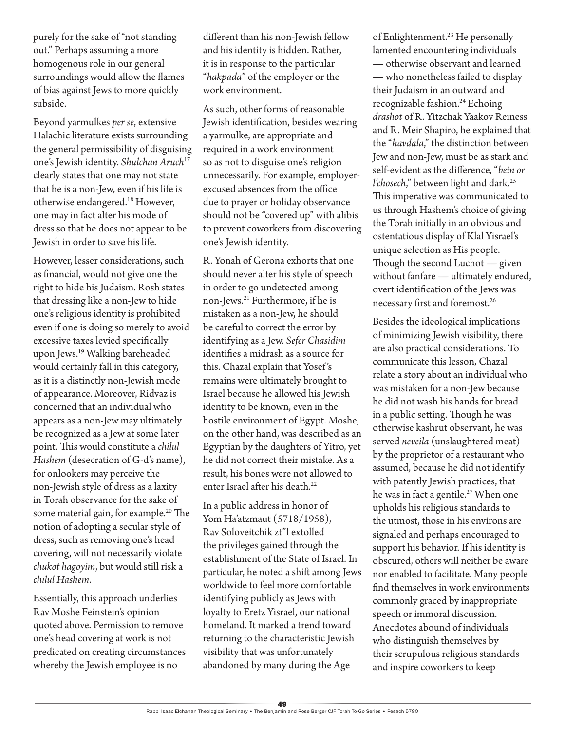purely for the sake of "not standing out." Perhaps assuming a more homogenous role in our general surroundings would allow the flames of bias against Jews to more quickly subside.

Beyond yarmulkes *per se*, extensive Halachic literature exists surrounding the general permissibility of disguising one's Jewish identity. *Shulchan Aruch*[17] clearly states that one may not state that he is a non-Jew, even if his life is otherwise endangered.[18] However, one may in fact alter his mode of dress so that he does not appear to be Jewish in order to save his life.

However, lesser considerations, such as financial, would not give one the right to hide his Judaism. Rosh states that dressing like a non-Jew to hide one's religious identity is prohibited even if one is doing so merely to avoid excessive taxes levied specifically upon Jews.[19] Walking bareheaded would certainly fall in this category, as it is a distinctly non-Jewish mode of appearance. Moreover, Ridvaz is concerned that an individual who appears as a non-Jew may ultimately be recognized as a Jew at some later point. This would constitute a *chilul Hashem* (desecration of G-d's name), for onlookers may perceive the non-Jewish style of dress as a laxity in Torah observance for the sake of some material gain, for example.[20] The notion of adopting a secular style of dress, such as removing one's head covering, will not necessarily violate *chukot hagoyim*, but would still risk a *chilul Hashem*.

Essentially, this approach underlies Rav Moshe Feinstein's opinion quoted above. Permission to remove one's head covering at work is not predicated on creating circumstances whereby the Jewish employee is no different than his non-Jewish fellow and his identity is hidden. Rather, it is in response to the particular "*hakpada*" of the employer or the work environment.

As such, other forms of reasonable Jewish identification, besides wearing a yarmulke, are appropriate and required in a work environment so as not to disguise one's religion unnecessarily. For example, employer-excused absences from the office due to prayer or holiday observance should not be "covered up" with alibis to prevent coworkers from discovering one's Jewish identity.

R. Yonah of Gerona exhorts that one should never alter his style of speech in order to go undetected among non-Jews.[21] Furthermore, if he is mistaken as a non-Jew, he should be careful to correct the error by identifying as a Jew. *Sefer Chasidim* identifies a midrash as a source for this. Chazal explain that Yosef's remains were ultimately brought to Israel because he allowed his Jewish identity to be known, even in the hostile environment of Egypt. Moshe, on the other hand, was described as an Egyptian by the daughters of Yitro, yet he did not correct their mistake. As a result, his bones were not allowed to enter Israel after his death.[22]

In a public address in honor of Yom Ha'atzmaut (5718/1958), Rav Soloveitchik zt"l extolled the privileges gained through the establishment of the State of Israel. In particular, he noted a shift among Jews worldwide to feel more comfortable identifying publicly as Jews with loyalty to Eretz Yisrael, our national homeland. It marked a trend toward returning to the characteristic Jewish visibility that was unfortunately abandoned by many during the Age of Enlightenment.[23] He personally lamented encountering individuals — otherwise observant and learned — who nonetheless failed to display their Judaism in an outward and recognizable fashion.[24] Echoing *drashot* of R. Yitzchak Yaakov Reiness and R. Meir Shapiro, he explained that the "*havdala*," the distinction between Jew and non-Jew, must be as stark and self-evident as the difference, "*bein or l'chosech*," between light and dark.[25] This imperative was communicated to us through Hashem's choice of giving the Torah initially in an obvious and ostentatious display of Klal Yisrael's unique selection as His people. Though the second Luchot — given without fanfare — ultimately endured, overt identification of the Jews was necessary first and foremost.[26]

Besides the ideological implications of minimizing Jewish visibility, there are also practical considerations. To communicate this lesson, Chazal relate a story about an individual who was mistaken for a non-Jew because he did not wash his hands for bread in a public setting. Though he was otherwise kashrut observant, he was served *neveila* (unslaughtered meat) by the proprietor of a restaurant who assumed, because he did not identify with patently Jewish practices, that he was in fact a gentile.[27] When one upholds his religious standards to the utmost, those in his environs are signaled and perhaps encouraged to support his behavior. If his identity is obscured, others will neither be aware nor enabled to facilitate. Many people find themselves in work environments commonly graced by inappropriate speech or immoral discussion. Anecdotes abound of individuals who distinguish themselves by their scrupulous religious standards and inspire coworkers to keep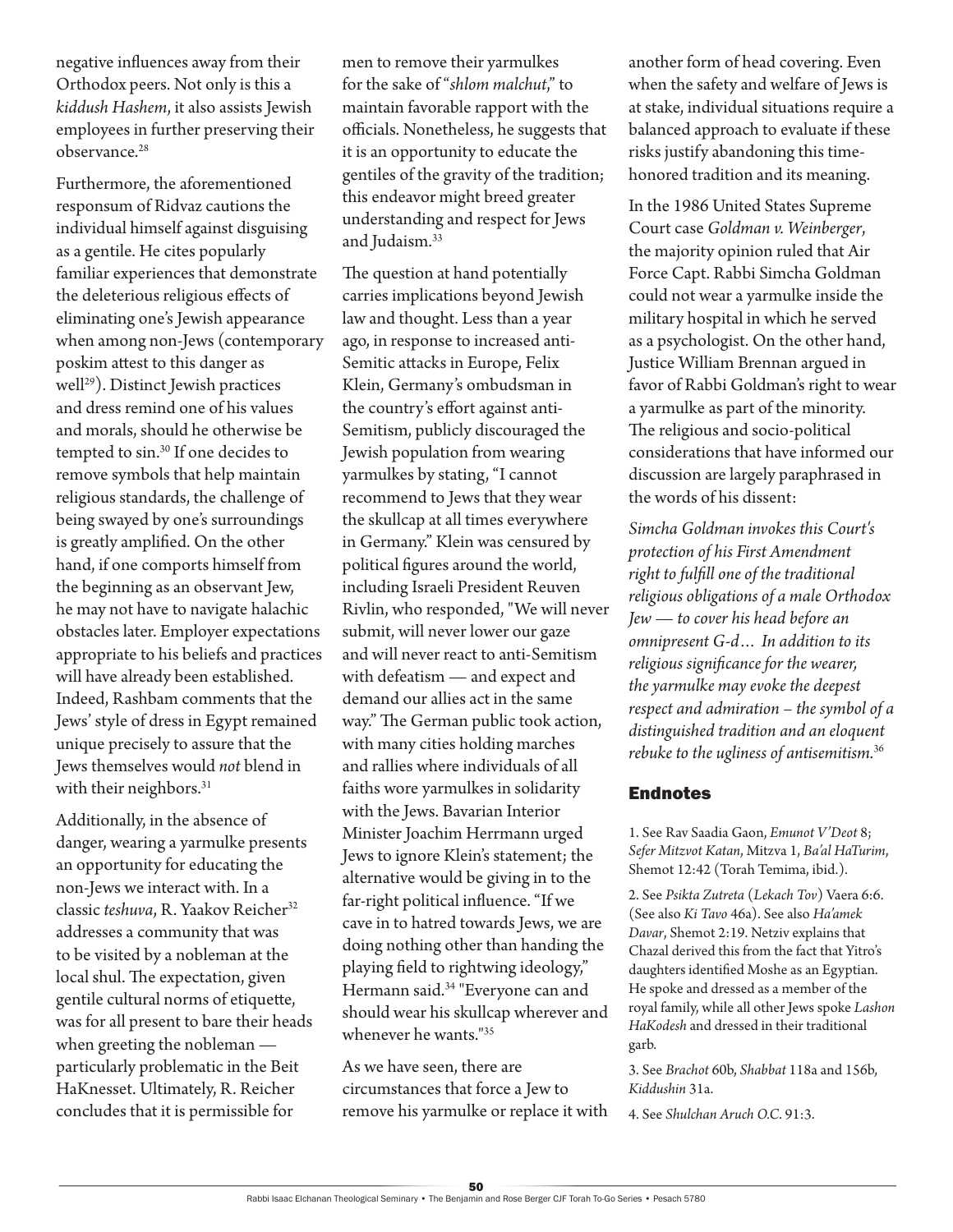negative influences away from their Orthodox peers. Not only is this a *kiddush Hashem*, it also assists Jewish employees in further preserving their observance.[28]

Furthermore, the aforementioned responsum of Ridvaz cautions the individual himself against disguising as a gentile. He cites popularly familiar experiences that demonstrate the deleterious religious effects of eliminating one's Jewish appearance when among non-Jews (contemporary poskim attest to this danger as well[29]). Distinct Jewish practices and dress remind one of his values and morals, should he otherwise be tempted to sin.[30] If one decides to remove symbols that help maintain religious standards, the challenge of being swayed by one's surroundings is greatly amplified. On the other hand, if one comports himself from the beginning as an observant Jew, he may not have to navigate halachic obstacles later. Employer expectations appropriate to his beliefs and practices will have already been established. Indeed, Rashbam comments that the Jews' style of dress in Egypt remained unique precisely to assure that the Jews themselves would *not* blend in with their neighbors.[31]

Additionally, in the absence of danger, wearing a yarmulke presents an opportunity for educating the non-Jews we interact with. In a classic *teshuva*, R. Yaakov Reicher[32] addresses a community that was to be visited by a nobleman at the local shul. The expectation, given gentile cultural norms of etiquette, was for all present to bare their heads when greeting the nobleman — particularly problematic in the Beit HaKnesset. Ultimately, R. Reicher concludes that it is permissible for men to remove their yarmulkes for the sake of "*shlom malchut*," to maintain favorable rapport with the officials. Nonetheless, he suggests that it is an opportunity to educate the gentiles of the gravity of the tradition; this endeavor might breed greater understanding and respect for Jews and Judaism.[33]

The question at hand potentially carries implications beyond Jewish law and thought. Less than a year ago, in response to increased anti-Semitic attacks in Europe, Felix Klein, Germany's ombudsman in the country's effort against anti-Semitism, publicly discouraged the Jewish population from wearing yarmulkes by stating, "I cannot recommend to Jews that they wear the skullcap at all times everywhere in Germany." Klein was censured by political figures around the world, including Israeli President Reuven Rivlin, who responded, "We will never submit, will never lower our gaze and will never react to anti-Semitism with defeatism — and expect and demand our allies act in the same way." The German public took action, with many cities holding marches and rallies where individuals of all faiths wore yarmulkes in solidarity with the Jews. Bavarian Interior Minister Joachim Herrmann urged Jews to ignore Klein's statement; the alternative would be giving in to the far-right political influence. "If we cave in to hatred towards Jews, we are doing nothing other than handing the playing field to rightwing ideology," Hermann said.[34] "Everyone can and should wear his skullcap wherever and whenever he wants."[35]

As we have seen, there are circumstances that force a Jew to remove his yarmulke or replace it with another form of head covering. Even when the safety and welfare of Jews is at stake, individual situations require a balanced approach to evaluate if these risks justify abandoning this time-honored tradition and its meaning.

In the 1986 United States Supreme Court case *Goldman v. Weinberger*, the majority opinion ruled that Air Force Capt. Rabbi Simcha Goldman could not wear a yarmulke inside the military hospital in which he served as a psychologist. On the other hand, Justice William Brennan argued in favor of Rabbi Goldman's right to wear a yarmulke as part of the minority. The religious and socio-political considerations that have informed our discussion are largely paraphrased in the words of his dissent:

*Simcha Goldman invokes this Court's protection of his First Amendment right to fulfill one of the traditional religious obligations of a male Orthodox Jew — to cover his head before an omnipresent G-d… In addition to its religious significance for the wearer, the yarmulke may evoke the deepest respect and admiration – the symbol of a distinguished tradition and an eloquent rebuke to the ugliness of antisemitism.*[36]

## Endnotes

1. See Rav Saadia Gaon, *Emunot V'Deot* 8; *Sefer Mitzvot Katan*, Mitzva 1, *Ba'al HaTurim*, Shemot 12:42 (Torah Temima, ibid.).

2. See *Psikta Zutreta* (*Lekach Tov*) Vaera 6:6. (See also *Ki Tavo* 46a). See also *Ha'amek Davar*, Shemot 2:19. Netziv explains that Chazal derived this from the fact that Yitro's daughters identified Moshe as an Egyptian. He spoke and dressed as a member of the royal family, while all other Jews spoke *Lashon HaKodesh* and dressed in their traditional garb.

3. See *Brachot* 60b, *Shabbat* 118a and 156b, *Kiddushin* 31a.

4. See *Shulchan Aruch O.C.* 91:3.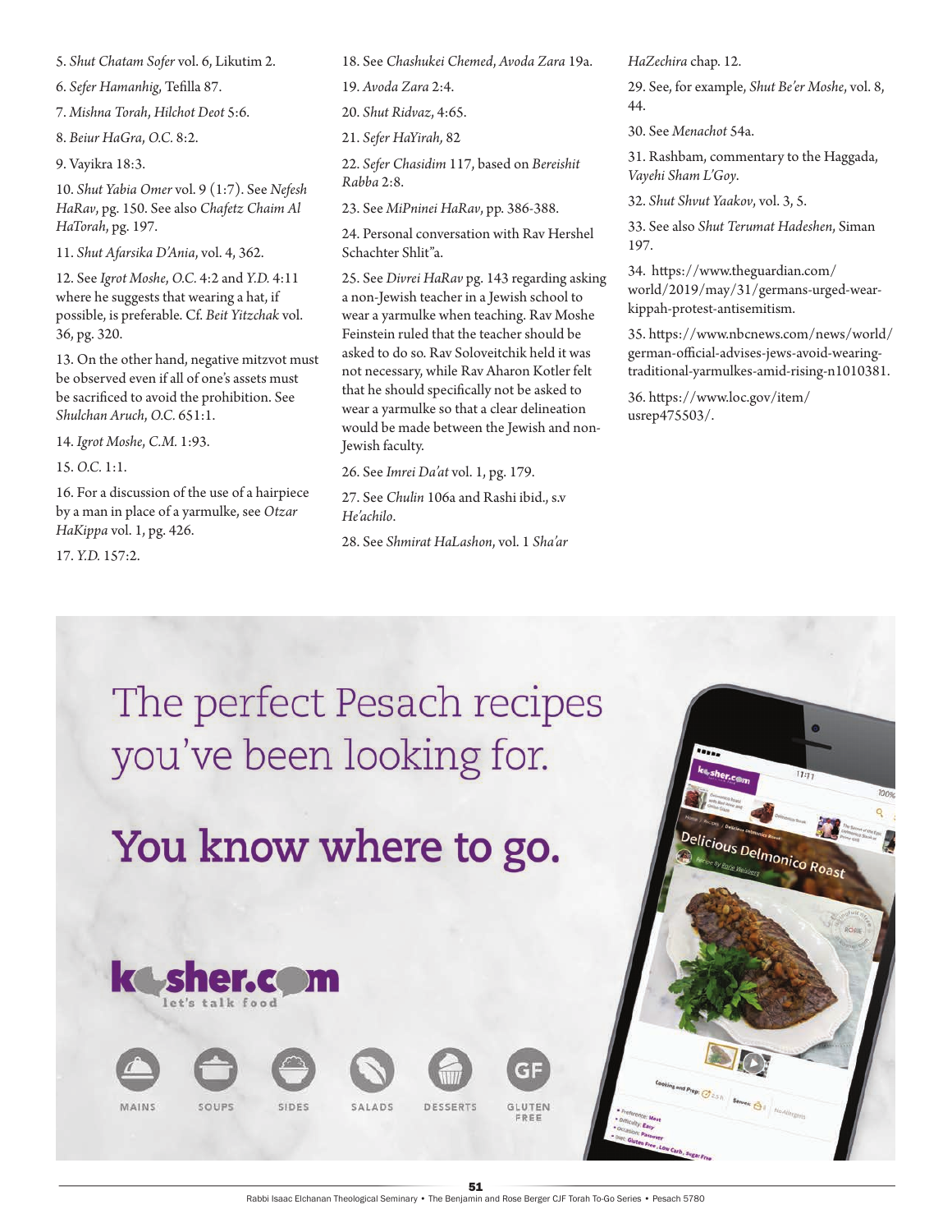5. *Shut Chatam Sofer* vol. 6, Likutim 2.

6. *Sefer Hamanhig*, Tefilla 87.

7. *Mishna Torah*, *Hilchot Deot* 5:6.

8. *Beiur HaGra*, *O.C.* 8:2.

9. Vayikra 18:3.

10. *Shut Yabia Omer* vol. 9 (1:7). See *Nefesh HaRav*, pg. 150. See also *Chafetz Chaim Al HaTorah*, pg. 197.

11. *Shut Afarsika D'Ania*, vol. 4, 362.

12. See *Igrot Moshe*, *O.C.* 4:2 and *Y.D.* 4:11 where he suggests that wearing a hat, if possible, is preferable. Cf. *Beit Yitzchak* vol. 36, pg. 320.

13. On the other hand, negative mitzvot must be observed even if all of one's assets must be sacrificed to avoid the prohibition. See *Shulchan Aruch*, *O.C.* 651:1.

14. *Igrot Moshe*, *C.M.* 1:93.

15. *O.C.* 1:1.

16. For a discussion of the use of a hairpiece by a man in place of a yarmulke, see *Otzar HaKippa* vol. 1, pg. 426.

17. *Y.D.* 157:2.

18. See *Chashukei Chemed*, *Avoda Zara* 19a.

19. *Avoda Zara* 2:4.

20. *Shut Ridvaz*, 4:65.

21. *Sefer HaYirah*, 82

22. *Sefer Chasidim* 117, based on *Bereishit Rabba* 2:8.

23. See *MiPninei HaRav*, pp. 386-388.

24. Personal conversation with Rav Hershel Schachter Shlit"a.

25. See *Divrei HaRav* pg. 143 regarding asking a non-Jewish teacher in a Jewish school to wear a yarmulke when teaching. Rav Moshe Feinstein ruled that the teacher should be asked to do so. Rav Soloveitchik held it was not necessary, while Rav Aharon Kotler felt that he should specifically not be asked to wear a yarmulke so that a clear delineation would be made between the Jewish and non-Jewish faculty.

26. See *Imrei Da'at* vol. 1, pg. 179.

27. See *Chulin* 106a and Rashi ibid., s.v *He'achilo*.

28. See *Shmirat HaLashon*, vol. 1 *Sha'ar HaZechira* chap. 12.

29. See, for example, *Shut Be'er Moshe*, vol. 8, 44.

30. See *Menachot* 54a.

31. Rashbam, commentary to the Haggada, *Vayehi Sham L'Goy*.

32. *Shut Shvut Yaakov*, vol. 3, 5.

33. See also *Shut Terumat Hadeshen*, Siman 197.

34. https://www.theguardian.com/world/2019/may/31/germans-urged-wear-kippah-protest-antisemitism.

35. https://www.nbcnews.com/news/world/german-official-advises-jews-avoid-wearing-traditional-yarmulkes-amid-rising-n1010381.

36. https://www.loc.gov/item/usrep475503/.

The perfect Pesach recipes you've been looking for.

**You know where to go.**

**kosher.com**
let's talk food

MAINS SOUPS SIDES SALADS DESSERTS GLUTEN FREE